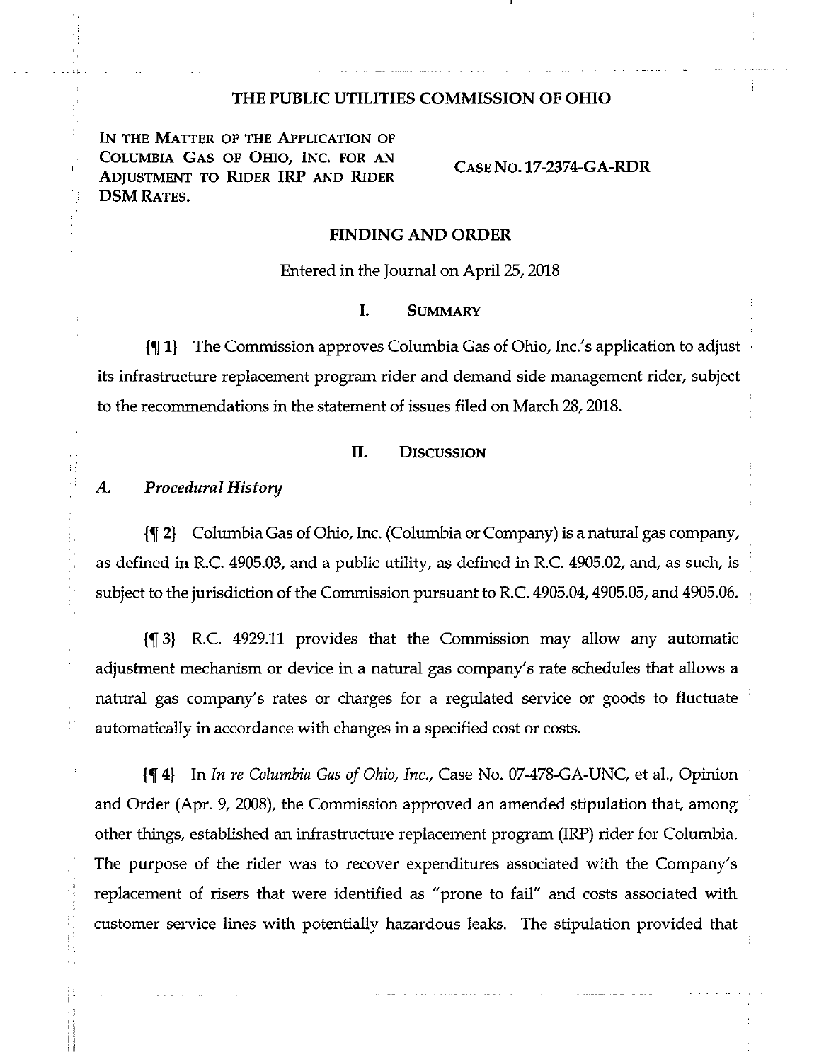# THE PUBLIC UTILITIES COMMISSION OF OHIO

IN THE MATTER OF THE APPLICATION OF COLUMBIA GAS OF OHIO, INC. FOR AN ADJUSTMENT TO RIDER IRP AND RIDER DSM RATES.

CASE NO. 17-2374-GA-RDR

## FINDING AND ORDER

Entered in the Journal on April 25, 2018

## I. SUMMARY

{¶ 1} The Commission approves Columbia Gas of Ohio, Inc.'s application to adjust its infrastructure replacement program rider and demand side management rider, subject to the recommendations in the statement of issues filed on March 28, 2018.

## II. DISCUSSION

### A. *Procedural History*

{¶ 2} Columbia Gas of Ohio, Inc. (Columbia or Company) is a natural gas company, as defined in R.C. 4905.03, and a public utility, as defined in R.C. 4905.02, and, as such, is subject to the jurisdiction of the Commission pursuant to R.C. 4905.04, 4905.05, and 4905.06.

{¶ 3} R.C. 4929.11 provides that the Commission may allow any automatic adjustment mechanism or device in a natural gas company's rate schedules that allows a natural gas company's rates or charges for a regulated service or goods to fluctuate automatically in accordance with changes in a specified cost or costs.

{¶ 4} In *In re Columbia Gas of Ohio, Inc.*, Case No. 07-478-GA-UNC, et al., Opinion and Order (Apr. 9, 2008), the Commission approved an amended stipulation that, among other things, established an infrastructure replacement program (IRP) rider for Columbia. The purpose of the rider was to recover expenditures associated with the Company's replacement of risers that were identified as "prone to fail" and costs associated with customer service lines with potentially hazardous leaks. The stipulation provided that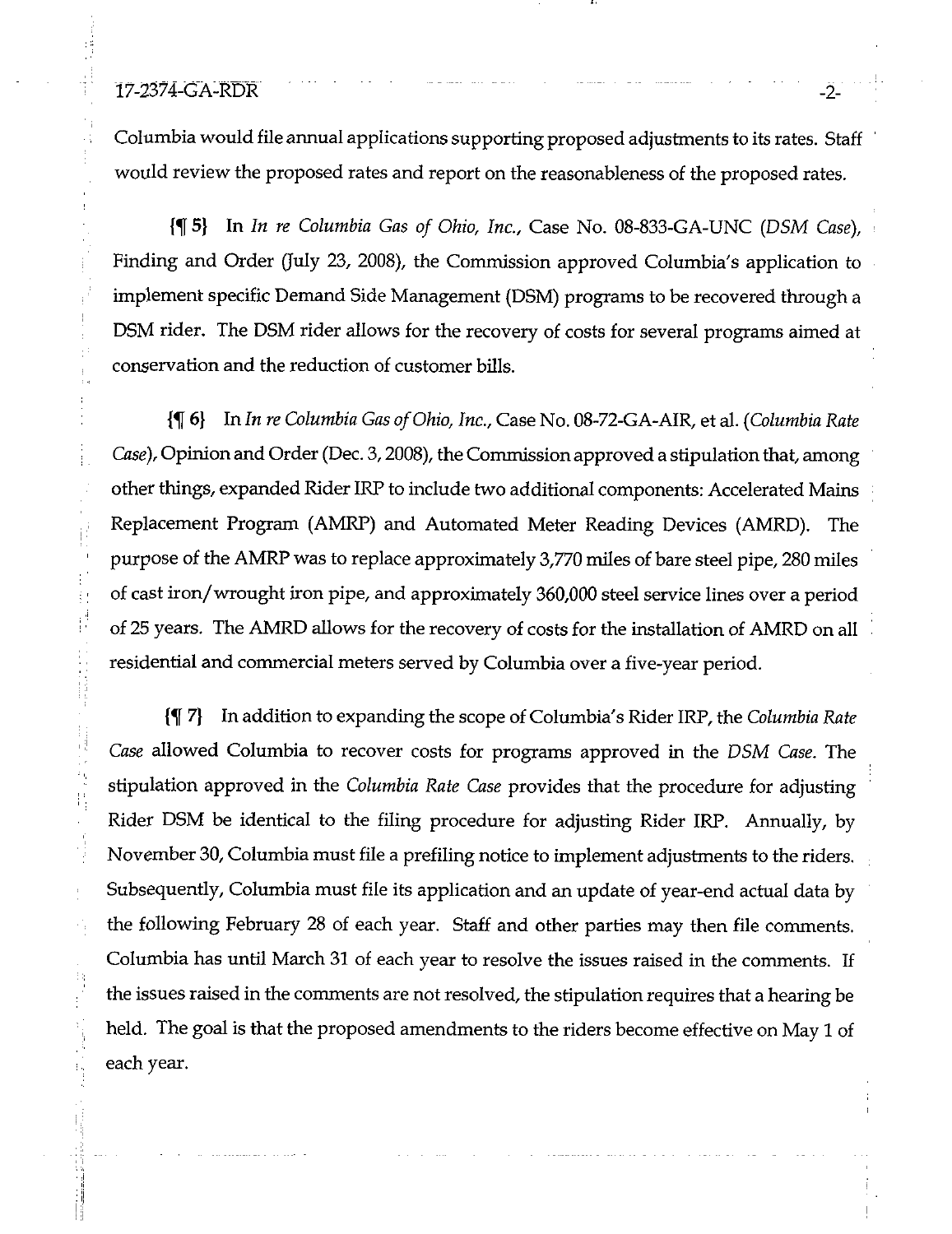Columbia would file annual applications supporting proposed adjustments to its rates. Staff would review the proposed rates and report on the reasonableness of the proposed rates.

{¶ 5} In *In re Columbia Gas of Ohio, Inc.*, Case No. 08-833-GA-UNC (*DSM Case*), Finding and Order (July 23, 2008), the Commission approved Columbia's application to implement specific Demand Side Management (DSM) programs to be recovered through a DSM rider. The DSM rider allows for the recovery of costs for several programs aimed at conservation and the reduction of customer bills.

{¶ 6} In *In re Columbia Gas of Ohio, Inc.*, Case No. 08-72-GA-AIR, et al. (*Columbia Rate Case*), Opinion and Order (Dec. 3, 2008), the Commission approved a stipulation that, among other things, expanded Rider IRP to include two additional components: Accelerated Mains Replacement Program (AMRP) and Automated Meter Reading Devices (AMRD). The purpose of the AMRP was to replace approximately 3,770 miles of bare steel pipe, 280 miles of cast iron/wrought iron pipe, and approximately 360,000 steel service lines over a period of 25 years. The AMRD allows for the recovery of costs for the installation of AMRD on all residential and commercial meters served by Columbia over a five-year period.

{¶ 7} In addition to expanding the scope of Columbia's Rider IRP, the *Columbia Rate Case* allowed Columbia to recover costs for programs approved in the *DSM Case*. The stipulation approved in the *Columbia Rate Case* provides that the procedure for adjusting Rider DSM be identical to the filing procedure for adjusting Rider IRP. Annually, by November 30, Columbia must file a prefiling notice to implement adjustments to the riders. Subsequently, Columbia must file its application and an update of year-end actual data by the following February 28 of each year. Staff and other parties may then file comments. Columbia has until March 31 of each year to resolve the issues raised in the comments. If the issues raised in the comments are not resolved, the stipulation requires that a hearing be held. The goal is that the proposed amendments to the riders become effective on May 1 of each year.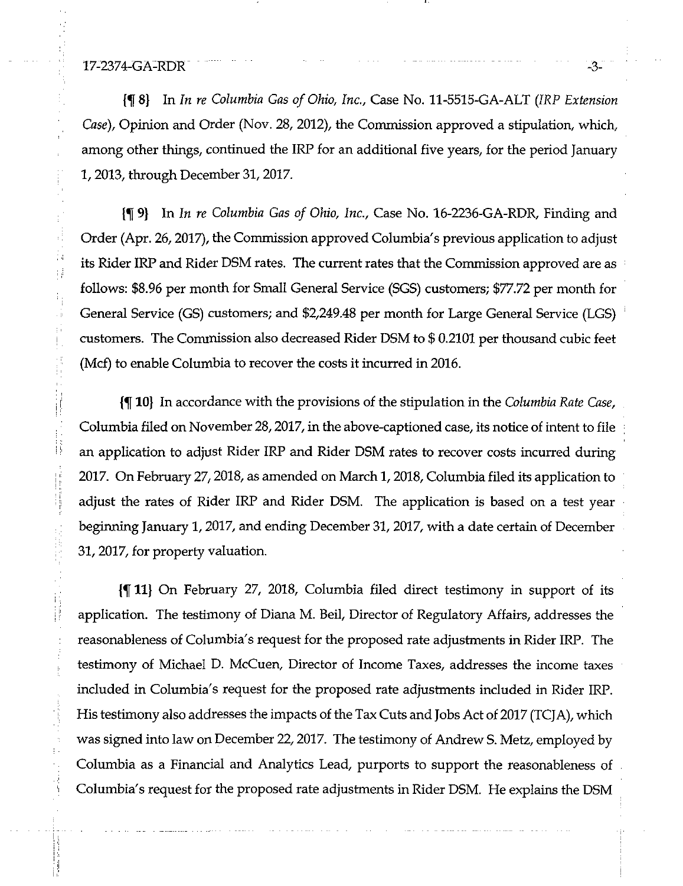{¶ 8} In *In re Columbia Gas of Ohio, Inc.*, Case No. 11-5515-GA-ALT (*IRP Extension Case*), Opinion and Order (Nov. 28, 2012), the Commission approved a stipulation, which, among other things, continued the IRP for an additional five years, for the period January 1, 2013, through December 31, 2017.

{¶ 9} In *In re Columbia Gas of Ohio, Inc.*, Case No. 16-2236-GA-RDR, Finding and Order (Apr. 26, 2017), the Commission approved Columbia's previous application to adjust its Rider IRP and Rider DSM rates. The current rates that the Commission approved are as follows: $8.96 per month for Small General Service (SGS) customers; $77.72 per month for General Service (GS) customers; and $2,249.48 per month for Large General Service (LGS) customers. The Commission also decreased Rider DSM to $ 0.2101 per thousand cubic feet (Mcf) to enable Columbia to recover the costs it incurred in 2016.

{¶ 10} In accordance with the provisions of the stipulation in the *Columbia Rate Case*, Columbia filed on November 28, 2017, in the above-captioned case, its notice of intent to file an application to adjust Rider IRP and Rider DSM rates to recover costs incurred during 2017. On February 27, 2018, as amended on March 1, 2018, Columbia filed its application to adjust the rates of Rider IRP and Rider DSM. The application is based on a test year beginning January 1, 2017, and ending December 31, 2017, with a date certain of December 31, 2017, for property valuation.

{¶ 11} On February 27, 2018, Columbia filed direct testimony in support of its application. The testimony of Diana M. Beil, Director of Regulatory Affairs, addresses the reasonableness of Columbia's request for the proposed rate adjustments in Rider IRP. The testimony of Michael D. McCuen, Director of Income Taxes, addresses the income taxes included in Columbia's request for the proposed rate adjustments included in Rider IRP. His testimony also addresses the impacts of the Tax Cuts and Jobs Act of 2017 (TCJA), which was signed into law on December 22, 2017. The testimony of Andrew S. Metz, employed by Columbia as a Financial and Analytics Lead, purports to support the reasonableness of Columbia's request for the proposed rate adjustments in Rider DSM. He explains the DSM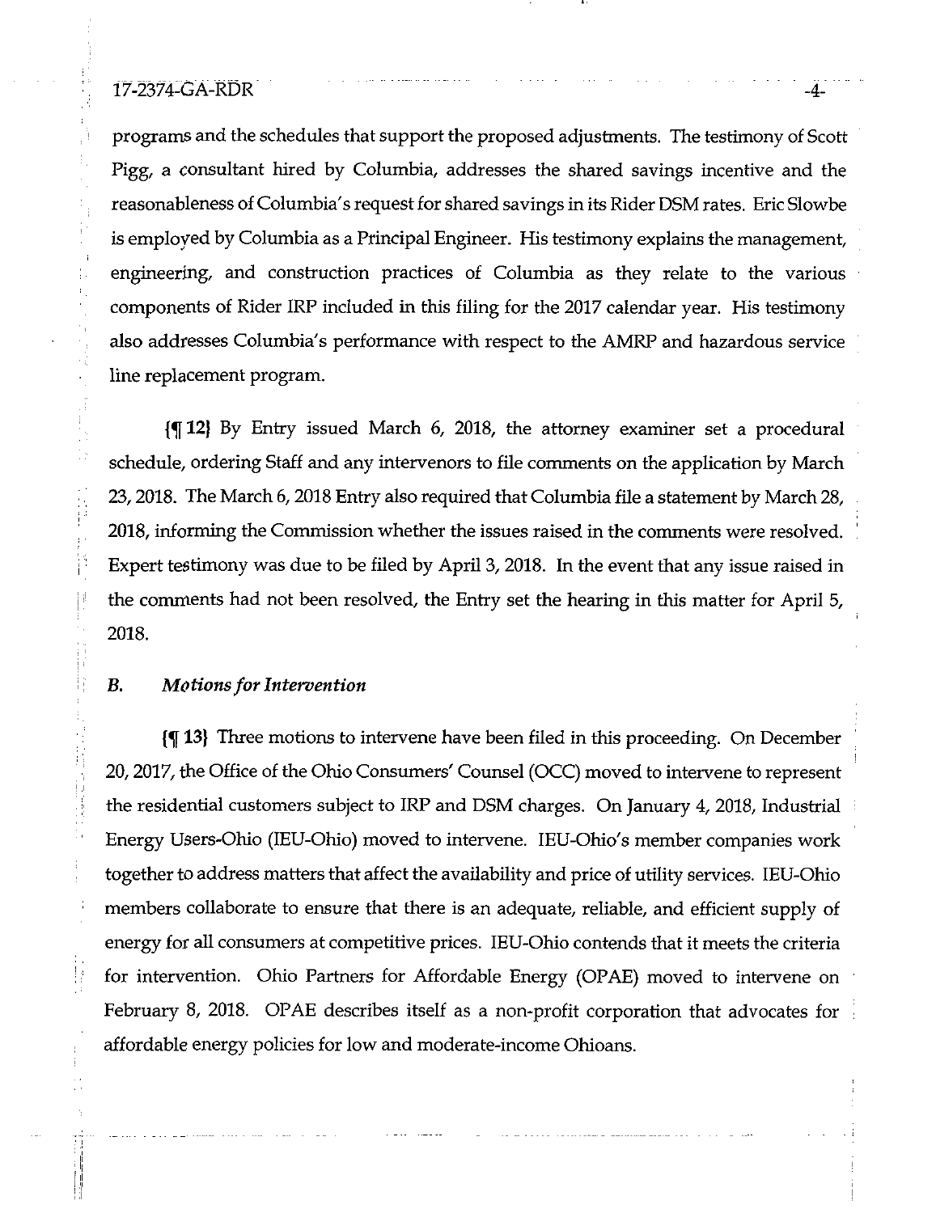programs and the schedules that support the proposed adjustments. The testimony of Scott Pigg, a consultant hired by Columbia, addresses the shared savings incentive and the reasonableness of Columbia's request for shared savings in its Rider DSM rates. Eric Slowbe is employed by Columbia as a Principal Engineer. His testimony explains the management, engineering, and construction practices of Columbia as they relate to the various components of Rider IRP included in this filing for the 2017 calendar year. His testimony also addresses Columbia's performance with respect to the AMRP and hazardous service line replacement program.

{¶ 12} By Entry issued March 6, 2018, the attorney examiner set a procedural schedule, ordering Staff and any intervenors to file comments on the application by March 23, 2018. The March 6, 2018 Entry also required that Columbia file a statement by March 28, 2018, informing the Commission whether the issues raised in the comments were resolved. Expert testimony was due to be filed by April 3, 2018. In the event that any issue raised in the comments had not been resolved, the Entry set the hearing in this matter for April 5, 2018.

### B. *Motions for Intervention*

{¶ 13} Three motions to intervene have been filed in this proceeding. On December 20, 2017, the Office of the Ohio Consumers' Counsel (OCC) moved to intervene to represent the residential customers subject to IRP and DSM charges. On January 4, 2018, Industrial Energy Users-Ohio (IEU-Ohio) moved to intervene. IEU-Ohio's member companies work together to address matters that affect the availability and price of utility services. IEU-Ohio members collaborate to ensure that there is an adequate, reliable, and efficient supply of energy for all consumers at competitive prices. IEU-Ohio contends that it meets the criteria for intervention. Ohio Partners for Affordable Energy (OPAE) moved to intervene on February 8, 2018. OPAE describes itself as a non-profit corporation that advocates for affordable energy policies for low and moderate-income Ohioans.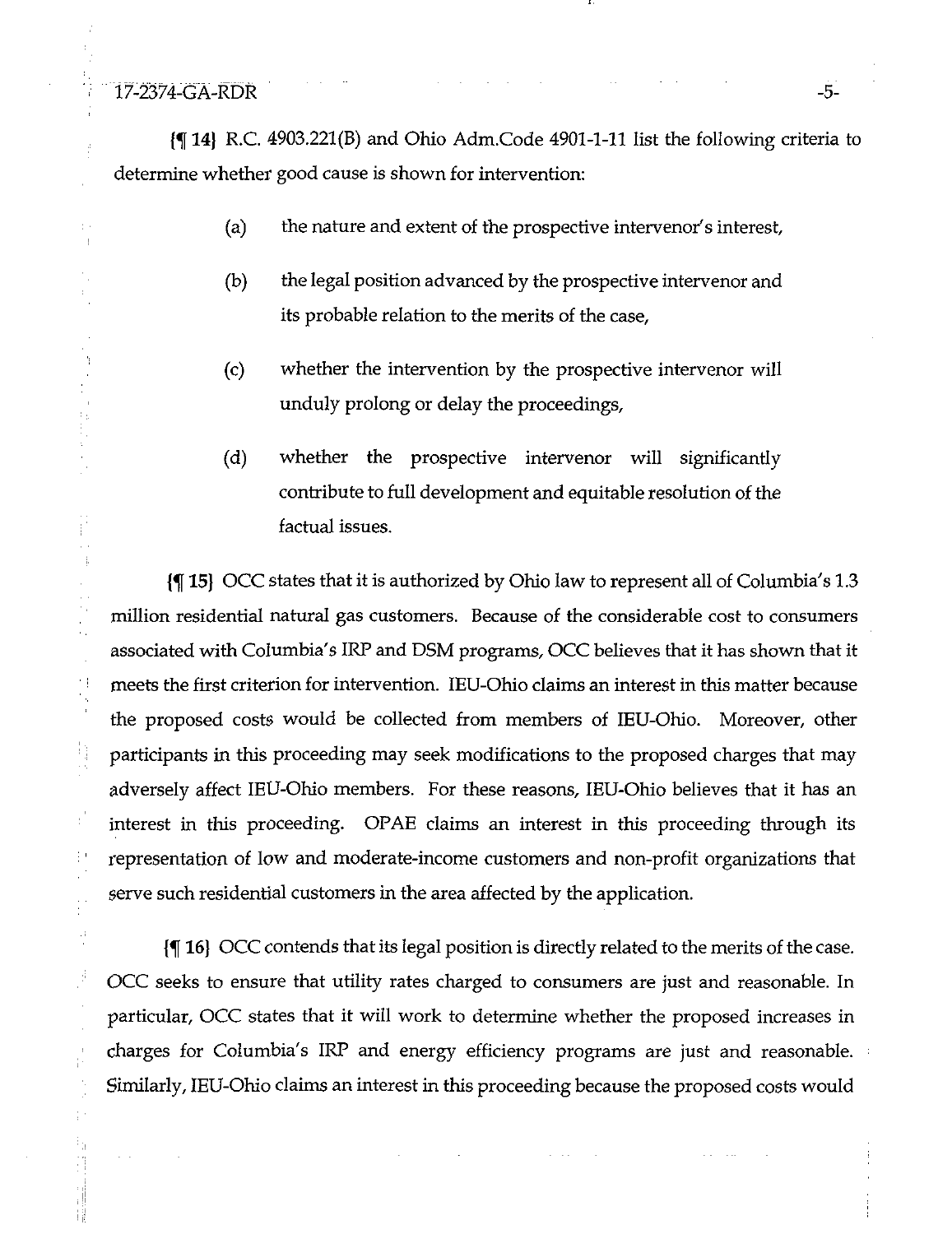{¶ 14} R.C. 4903.221(B) and Ohio Adm.Code 4901-1-11 list the following criteria to determine whether good cause is shown for intervention:

(a) the nature and extent of the prospective intervenor's interest,

(b) the legal position advanced by the prospective intervenor and its probable relation to the merits of the case,

(c) whether the intervention by the prospective intervenor will unduly prolong or delay the proceedings,

(d) whether the prospective intervenor will significantly contribute to full development and equitable resolution of the factual issues.

{¶ 15} OCC states that it is authorized by Ohio law to represent all of Columbia's 1.3 million residential natural gas customers. Because of the considerable cost to consumers associated with Columbia's IRP and DSM programs, OCC believes that it has shown that it meets the first criterion for intervention. IEU-Ohio claims an interest in this matter because the proposed costs would be collected from members of IEU-Ohio. Moreover, other participants in this proceeding may seek modifications to the proposed charges that may adversely affect IEU-Ohio members. For these reasons, IEU-Ohio believes that it has an interest in this proceeding. OPAE claims an interest in this proceeding through its representation of low and moderate-income customers and non-profit organizations that serve such residential customers in the area affected by the application.

{¶ 16} OCC contends that its legal position is directly related to the merits of the case. OCC seeks to ensure that utility rates charged to consumers are just and reasonable. In particular, OCC states that it will work to determine whether the proposed increases in charges for Columbia's IRP and energy efficiency programs are just and reasonable. Similarly, IEU-Ohio claims an interest in this proceeding because the proposed costs would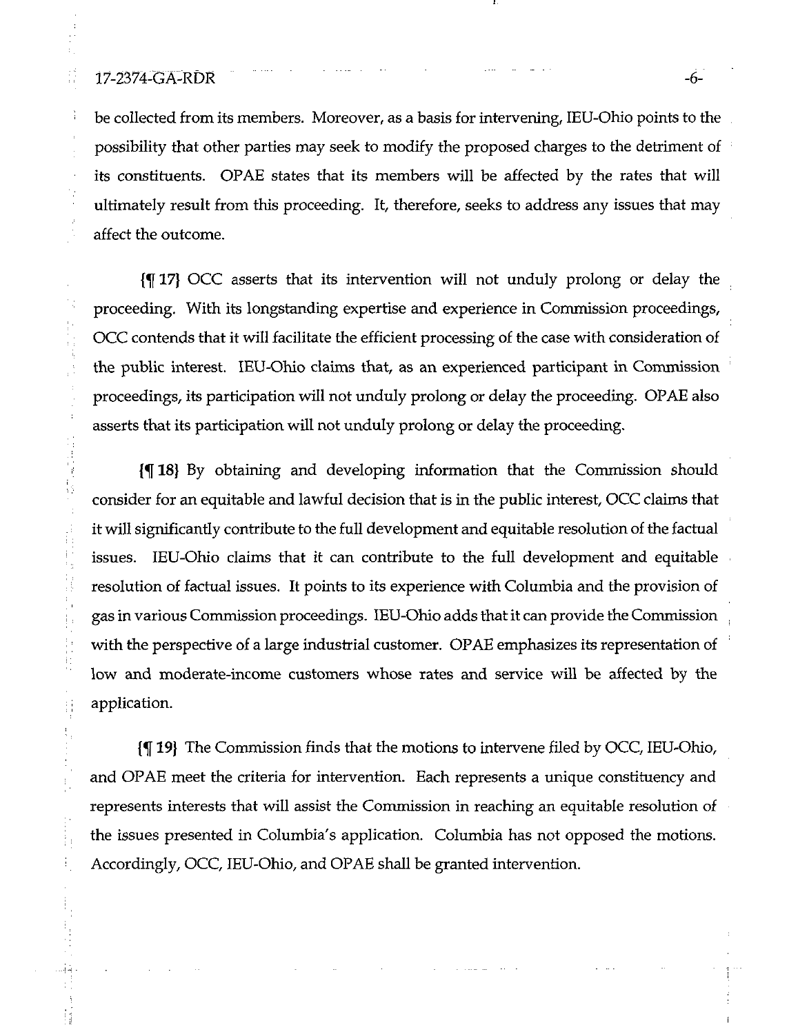be collected from its members. Moreover, as a basis for intervening, IEU-Ohio points to the possibility that other parties may seek to modify the proposed charges to the detriment of its constituents. OPAE states that its members will be affected by the rates that will ultimately result from this proceeding. It, therefore, seeks to address any issues that may affect the outcome.

{¶ 17} OCC asserts that its intervention will not unduly prolong or delay the proceeding. With its longstanding expertise and experience in Commission proceedings, OCC contends that it will facilitate the efficient processing of the case with consideration of the public interest. IEU-Ohio claims that, as an experienced participant in Commission proceedings, its participation will not unduly prolong or delay the proceeding. OPAE also asserts that its participation will not unduly prolong or delay the proceeding.

{¶ 18} By obtaining and developing information that the Commission should consider for an equitable and lawful decision that is in the public interest, OCC claims that it will significantly contribute to the full development and equitable resolution of the factual issues. IEU-Ohio claims that it can contribute to the full development and equitable resolution of factual issues. It points to its experience with Columbia and the provision of gas in various Commission proceedings. IEU-Ohio adds that it can provide the Commission with the perspective of a large industrial customer. OPAE emphasizes its representation of low and moderate-income customers whose rates and service will be affected by the application.

{¶ 19} The Commission finds that the motions to intervene filed by OCC, IEU-Ohio, and OPAE meet the criteria for intervention. Each represents a unique constituency and represents interests that will assist the Commission in reaching an equitable resolution of the issues presented in Columbia's application. Columbia has not opposed the motions. Accordingly, OCC, IEU-Ohio, and OPAE shall be granted intervention.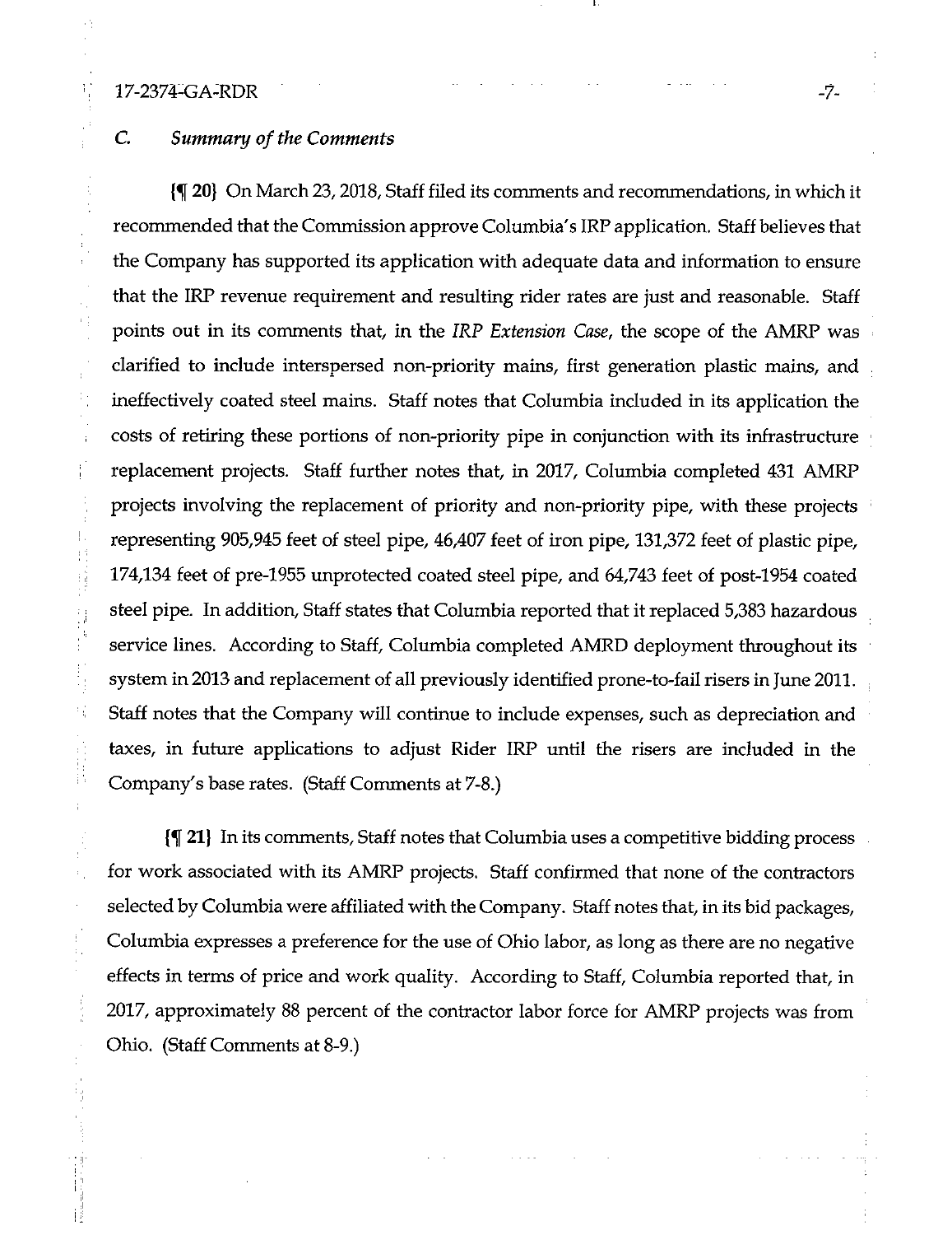### *C. Summary of the Comments*

{¶ 20} On March 23, 2018, Staff filed its comments and recommendations, in which it recommended that the Commission approve Columbia's IRP application. Staff believes that the Company has supported its application with adequate data and information to ensure that the IRP revenue requirement and resulting rider rates are just and reasonable. Staff points out in its comments that, in the *IRP Extension Case*, the scope of the AMRP was clarified to include interspersed non-priority mains, first generation plastic mains, and ineffectively coated steel mains. Staff notes that Columbia included in its application the costs of retiring these portions of non-priority pipe in conjunction with its infrastructure replacement projects. Staff further notes that, in 2017, Columbia completed 431 AMRP projects involving the replacement of priority and non-priority pipe, with these projects representing 905,945 feet of steel pipe, 46,407 feet of iron pipe, 131,372 feet of plastic pipe, 174,134 feet of pre-1955 unprotected coated steel pipe, and 64,743 feet of post-1954 coated steel pipe. In addition, Staff states that Columbia reported that it replaced 5,383 hazardous service lines. According to Staff, Columbia completed AMRD deployment throughout its system in 2013 and replacement of all previously identified prone-to-fail risers in June 2011. Staff notes that the Company will continue to include expenses, such as depreciation and taxes, in future applications to adjust Rider IRP until the risers are included in the Company's base rates. (Staff Comments at 7-8.)

{¶ 21} In its comments, Staff notes that Columbia uses a competitive bidding process for work associated with its AMRP projects. Staff confirmed that none of the contractors selected by Columbia were affiliated with the Company. Staff notes that, in its bid packages, Columbia expresses a preference for the use of Ohio labor, as long as there are no negative effects in terms of price and work quality. According to Staff, Columbia reported that, in 2017, approximately 88 percent of the contractor labor force for AMRP projects was from Ohio. (Staff Comments at 8-9.)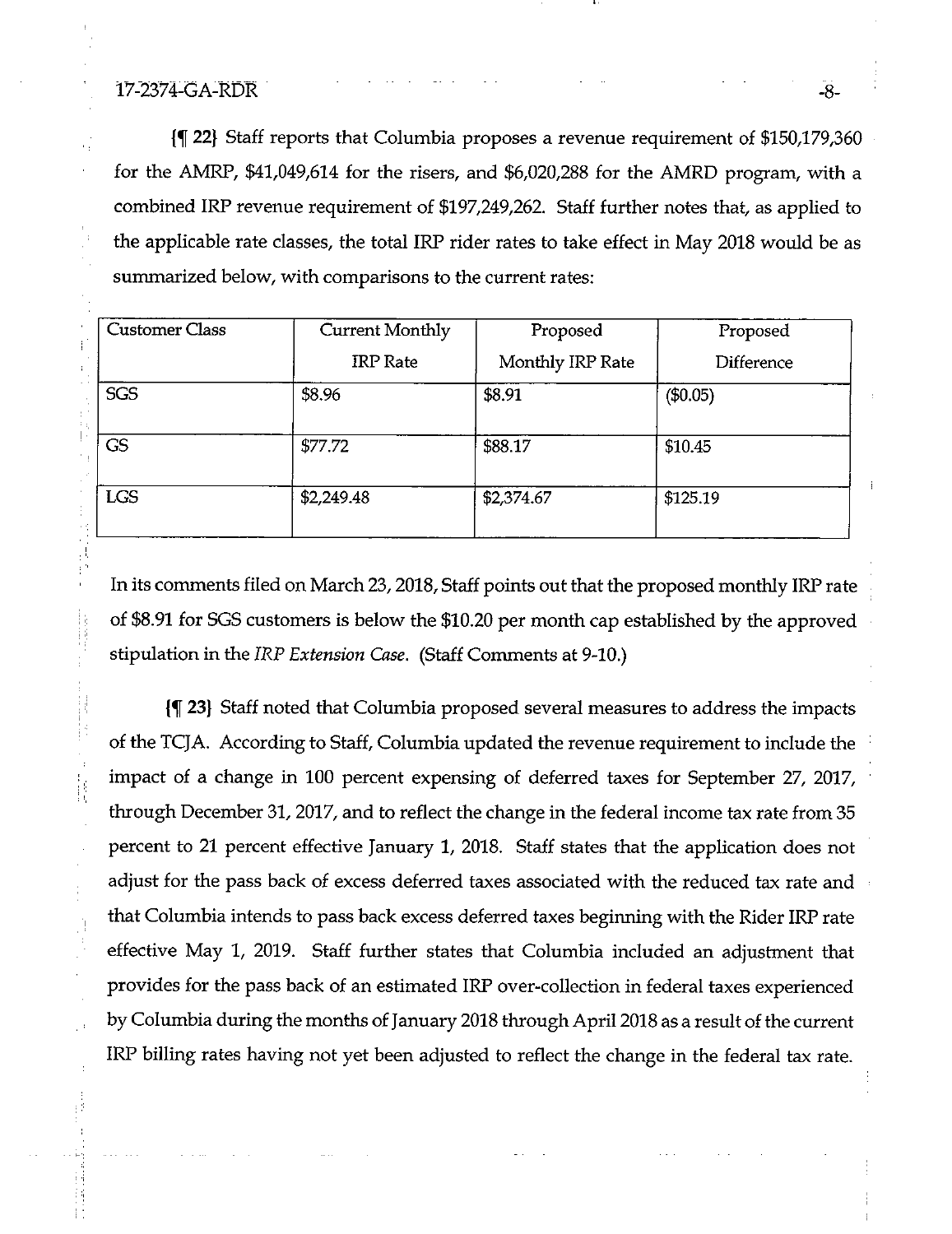{¶ 22} Staff reports that Columbia proposes a revenue requirement of $150,179,360 for the AMRP, $41,049,614 for the risers, and $6,020,288 for the AMRD program, with a combined IRP revenue requirement of $197,249,262. Staff further notes that, as applied to the applicable rate classes, the total IRP rider rates to take effect in May 2018 would be as summarized below, with comparisons to the current rates:

| Customer Class | Current Monthly IRP Rate | Proposed Monthly IRP Rate | Proposed Difference |
|---|---|---|---|
| SGS | $8.96 | $8.91 | ($0.05) |
| GS | $77.72 | $88.17 | $10.45 |
| LGS | $2,249.48 | $2,374.67 | $125.19 |

In its comments filed on March 23, 2018, Staff points out that the proposed monthly IRP rate of $8.91 for SGS customers is below the $10.20 per month cap established by the approved stipulation in the *IRP Extension Case*. (Staff Comments at 9-10.)

{¶ 23} Staff noted that Columbia proposed several measures to address the impacts of the TCJA. According to Staff, Columbia updated the revenue requirement to include the impact of a change in 100 percent expensing of deferred taxes for September 27, 2017, through December 31, 2017, and to reflect the change in the federal income tax rate from 35 percent to 21 percent effective January 1, 2018. Staff states that the application does not adjust for the pass back of excess deferred taxes associated with the reduced tax rate and that Columbia intends to pass back excess deferred taxes beginning with the Rider IRP rate effective May 1, 2019. Staff further states that Columbia included an adjustment that provides for the pass back of an estimated IRP over-collection in federal taxes experienced by Columbia during the months of January 2018 through April 2018 as a result of the current IRP billing rates having not yet been adjusted to reflect the change in the federal tax rate.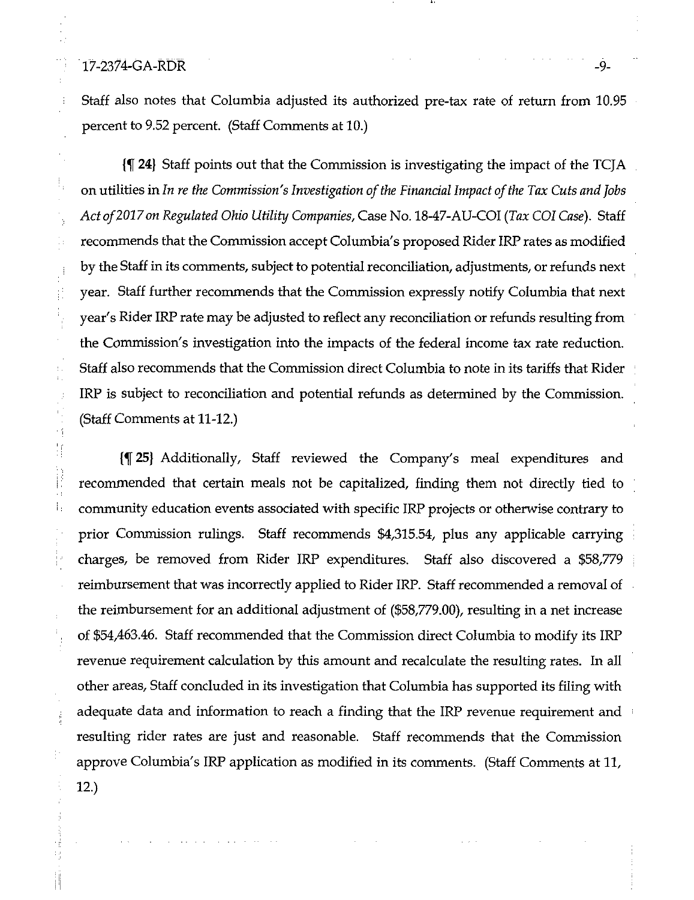Staff also notes that Columbia adjusted its authorized pre-tax rate of return from 10.95 percent to 9.52 percent. (Staff Comments at 10.)

**{¶ 24}** Staff points out that the Commission is investigating the impact of the TCJA on utilities in *In re the Commission's Investigation of the Financial Impact of the Tax Cuts and Jobs Act of 2017 on Regulated Ohio Utility Companies*, Case No. 18-47-AU-COI (*Tax COI Case*). Staff recommends that the Commission accept Columbia's proposed Rider IRP rates as modified by the Staff in its comments, subject to potential reconciliation, adjustments, or refunds next year. Staff further recommends that the Commission expressly notify Columbia that next year's Rider IRP rate may be adjusted to reflect any reconciliation or refunds resulting from the Commission's investigation into the impacts of the federal income tax rate reduction. Staff also recommends that the Commission direct Columbia to note in its tariffs that Rider IRP is subject to reconciliation and potential refunds as determined by the Commission. (Staff Comments at 11-12.)

**{¶ 25}** Additionally, Staff reviewed the Company's meal expenditures and recommended that certain meals not be capitalized, finding them not directly tied to community education events associated with specific IRP projects or otherwise contrary to prior Commission rulings. Staff recommends $4,315.54, plus any applicable carrying charges, be removed from Rider IRP expenditures. Staff also discovered a $58,779 reimbursement that was incorrectly applied to Rider IRP. Staff recommended a removal of the reimbursement for an additional adjustment of ($58,779.00), resulting in a net increase of $54,463.46. Staff recommended that the Commission direct Columbia to modify its IRP revenue requirement calculation by this amount and recalculate the resulting rates. In all other areas, Staff concluded in its investigation that Columbia has supported its filing with adequate data and information to reach a finding that the IRP revenue requirement and resulting rider rates are just and reasonable. Staff recommends that the Commission approve Columbia's IRP application as modified in its comments. (Staff Comments at 11, 12.)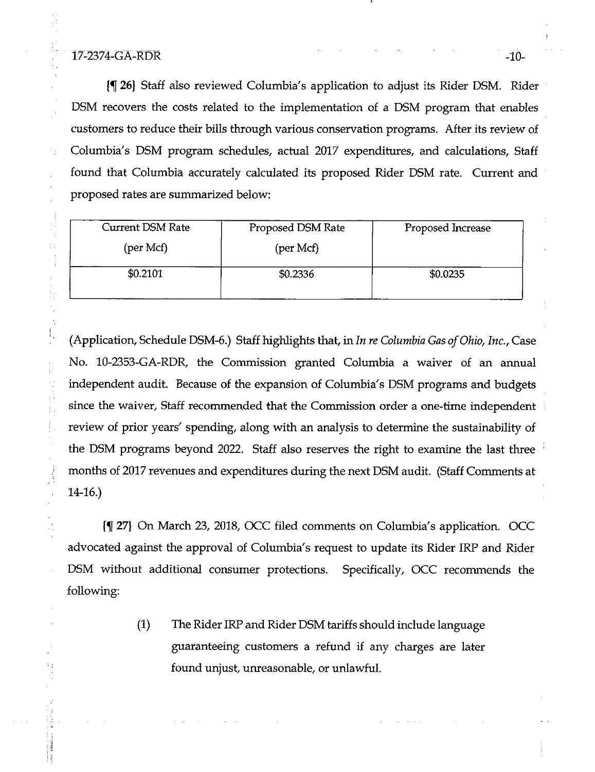{¶ 26} Staff also reviewed Columbia's application to adjust its Rider DSM. Rider DSM recovers the costs related to the implementation of a DSM program that enables customers to reduce their bills through various conservation programs. After its review of Columbia's DSM program schedules, actual 2017 expenditures, and calculations, Staff found that Columbia accurately calculated its proposed Rider DSM rate. Current and proposed rates are summarized below:

| Current DSM Rate (per Mcf) | Proposed DSM Rate (per Mcf) | Proposed Increase |
|---|---|---|
| $0.2101 | $0.2336 | $0.0235 |

(Application, Schedule DSM-6.) Staff highlights that, in *In re Columbia Gas of Ohio, Inc.*, Case No. 10-2353-GA-RDR, the Commission granted Columbia a waiver of an annual independent audit. Because of the expansion of Columbia's DSM programs and budgets since the waiver, Staff recommended that the Commission order a one-time independent review of prior years' spending, along with an analysis to determine the sustainability of the DSM programs beyond 2022. Staff also reserves the right to examine the last three months of 2017 revenues and expenditures during the next DSM audit. (Staff Comments at 14-16.)

{¶ 27} On March 23, 2018, OCC filed comments on Columbia's application. OCC advocated against the approval of Columbia's request to update its Rider IRP and Rider DSM without additional consumer protections. Specifically, OCC recommends the following:

(1) The Rider IRP and Rider DSM tariffs should include language guaranteeing customers a refund if any charges are later found unjust, unreasonable, or unlawful.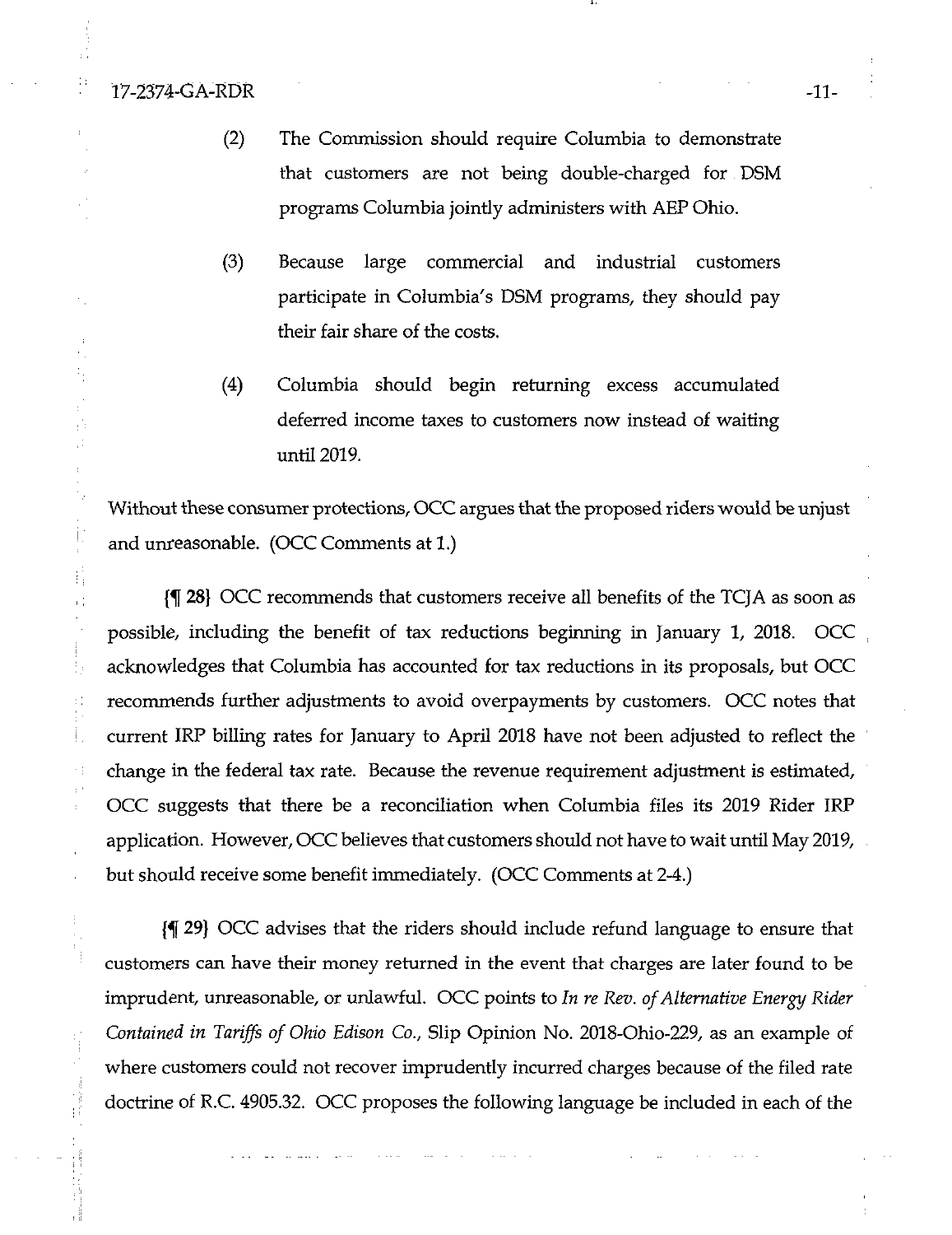(2) The Commission should require Columbia to demonstrate that customers are not being double-charged for DSM programs Columbia jointly administers with AEP Ohio.

(3) Because large commercial and industrial customers participate in Columbia's DSM programs, they should pay their fair share of the costs.

(4) Columbia should begin returning excess accumulated deferred income taxes to customers now instead of waiting until 2019.

Without these consumer protections, OCC argues that the proposed riders would be unjust and unreasonable. (OCC Comments at 1.)

{¶ 28} OCC recommends that customers receive all benefits of the TCJA as soon as possible, including the benefit of tax reductions beginning in January 1, 2018. OCC acknowledges that Columbia has accounted for tax reductions in its proposals, but OCC recommends further adjustments to avoid overpayments by customers. OCC notes that current IRP billing rates for January to April 2018 have not been adjusted to reflect the change in the federal tax rate. Because the revenue requirement adjustment is estimated, OCC suggests that there be a reconciliation when Columbia files its 2019 Rider IRP application. However, OCC believes that customers should not have to wait until May 2019, but should receive some benefit immediately. (OCC Comments at 2-4.)

{¶ 29} OCC advises that the riders should include refund language to ensure that customers can have their money returned in the event that charges are later found to be imprudent, unreasonable, or unlawful. OCC points to *In re Rev. of Alternative Energy Rider Contained in Tariffs of Ohio Edison Co.*, Slip Opinion No. 2018-Ohio-229, as an example of where customers could not recover imprudently incurred charges because of the filed rate doctrine of R.C. 4905.32. OCC proposes the following language be included in each of the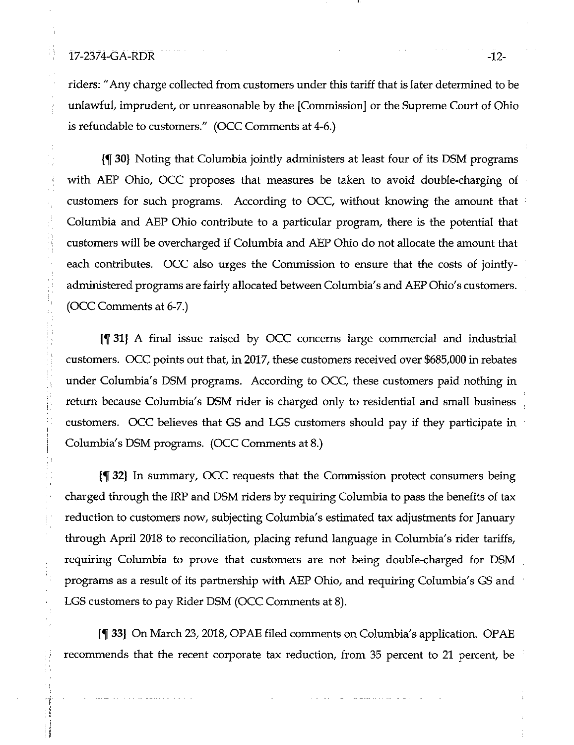riders: "Any charge collected from customers under this tariff that is later determined to be unlawful, imprudent, or unreasonable by the [Commission] or the Supreme Court of Ohio is refundable to customers." (OCC Comments at 4-6.)

{¶ 30} Noting that Columbia jointly administers at least four of its DSM programs with AEP Ohio, OCC proposes that measures be taken to avoid double-charging of customers for such programs. According to OCC, without knowing the amount that Columbia and AEP Ohio contribute to a particular program, there is the potential that customers will be overcharged if Columbia and AEP Ohio do not allocate the amount that each contributes. OCC also urges the Commission to ensure that the costs of jointly-administered programs are fairly allocated between Columbia's and AEP Ohio's customers. (OCC Comments at 6-7.)

{¶ 31} A final issue raised by OCC concerns large commercial and industrial customers. OCC points out that, in 2017, these customers received over $685,000 in rebates under Columbia's DSM programs. According to OCC, these customers paid nothing in return because Columbia's DSM rider is charged only to residential and small business customers. OCC believes that GS and LGS customers should pay if they participate in Columbia's DSM programs. (OCC Comments at 8.)

{¶ 32} In summary, OCC requests that the Commission protect consumers being charged through the IRP and DSM riders by requiring Columbia to pass the benefits of tax reduction to customers now, subjecting Columbia's estimated tax adjustments for January through April 2018 to reconciliation, placing refund language in Columbia's rider tariffs, requiring Columbia to prove that customers are not being double-charged for DSM programs as a result of its partnership with AEP Ohio, and requiring Columbia's GS and LGS customers to pay Rider DSM (OCC Comments at 8).

{¶ 33} On March 23, 2018, OPAE filed comments on Columbia's application. OPAE recommends that the recent corporate tax reduction, from 35 percent to 21 percent, be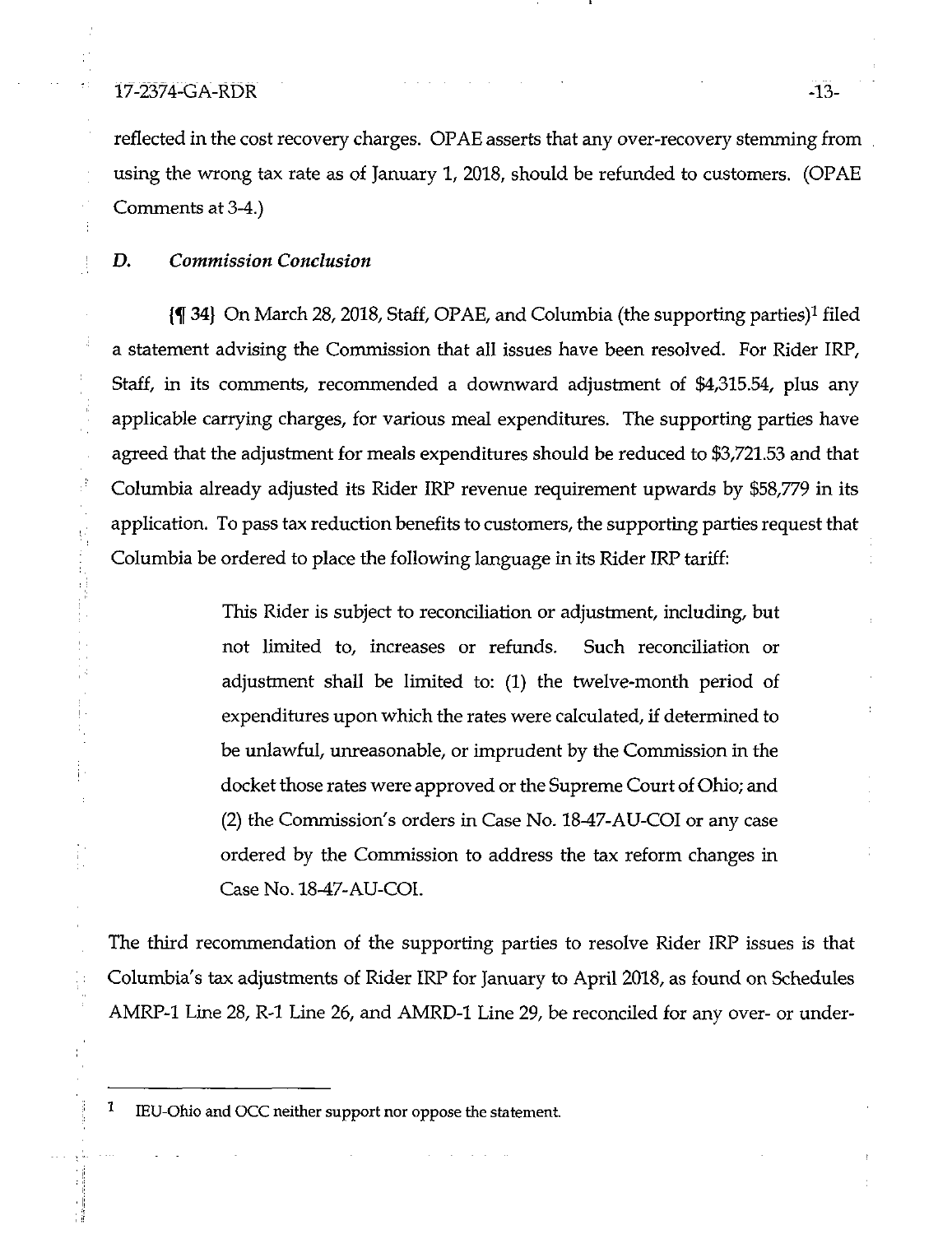reflected in the cost recovery charges. OPAE asserts that any over-recovery stemming from using the wrong tax rate as of January 1, 2018, should be refunded to customers. (OPAE Comments at 3-4.)

### *D. Commission Conclusion*

{¶ 34} On March 28, 2018, Staff, OPAE, and Columbia (the supporting parties)[1] filed a statement advising the Commission that all issues have been resolved. For Rider IRP, Staff, in its comments, recommended a downward adjustment of $4,315.54, plus any applicable carrying charges, for various meal expenditures. The supporting parties have agreed that the adjustment for meals expenditures should be reduced to $3,721.53 and that Columbia already adjusted its Rider IRP revenue requirement upwards by $58,779 in its application. To pass tax reduction benefits to customers, the supporting parties request that Columbia be ordered to place the following language in its Rider IRP tariff:

> This Rider is subject to reconciliation or adjustment, including, but not limited to, increases or refunds. Such reconciliation or adjustment shall be limited to: (1) the twelve-month period of expenditures upon which the rates were calculated, if determined to be unlawful, unreasonable, or imprudent by the Commission in the docket those rates were approved or the Supreme Court of Ohio; and (2) the Commission's orders in Case No. 18-47-AU-COI or any case ordered by the Commission to address the tax reform changes in Case No. 18-47-AU-COI.

The third recommendation of the supporting parties to resolve Rider IRP issues is that Columbia's tax adjustments of Rider IRP for January to April 2018, as found on Schedules AMRP-1 Line 28, R-1 Line 26, and AMRD-1 Line 29, be reconciled for any over- or under-

---

[1] IEU-Ohio and OCC neither support nor oppose the statement.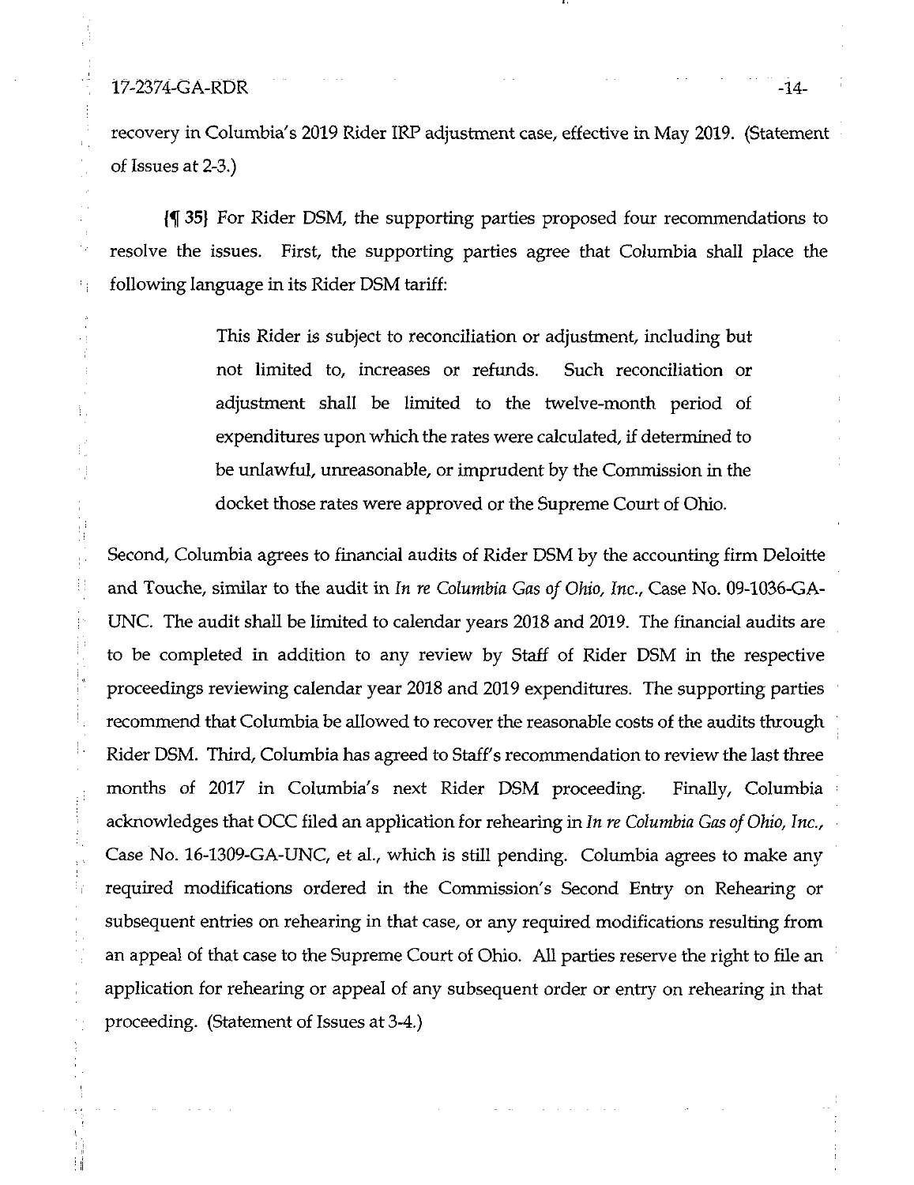recovery in Columbia's 2019 Rider IRP adjustment case, effective in May 2019. (Statement of Issues at 2-3.)

{¶ 35} For Rider DSM, the supporting parties proposed four recommendations to resolve the issues. First, the supporting parties agree that Columbia shall place the following language in its Rider DSM tariff:

> This Rider is subject to reconciliation or adjustment, including but not limited to, increases or refunds. Such reconciliation or adjustment shall be limited to the twelve-month period of expenditures upon which the rates were calculated, if determined to be unlawful, unreasonable, or imprudent by the Commission in the docket those rates were approved or the Supreme Court of Ohio.

Second, Columbia agrees to financial audits of Rider DSM by the accounting firm Deloitte and Touche, similar to the audit in *In re Columbia Gas of Ohio, Inc.*, Case No. 09-1036-GA-UNC. The audit shall be limited to calendar years 2018 and 2019. The financial audits are to be completed in addition to any review by Staff of Rider DSM in the respective proceedings reviewing calendar year 2018 and 2019 expenditures. The supporting parties recommend that Columbia be allowed to recover the reasonable costs of the audits through Rider DSM. Third, Columbia has agreed to Staff's recommendation to review the last three months of 2017 in Columbia's next Rider DSM proceeding. Finally, Columbia acknowledges that OCC filed an application for rehearing in *In re Columbia Gas of Ohio, Inc.*, Case No. 16-1309-GA-UNC, et al., which is still pending. Columbia agrees to make any required modifications ordered in the Commission's Second Entry on Rehearing or subsequent entries on rehearing in that case, or any required modifications resulting from an appeal of that case to the Supreme Court of Ohio. All parties reserve the right to file an application for rehearing or appeal of any subsequent order or entry on rehearing in that proceeding. (Statement of Issues at 3-4.)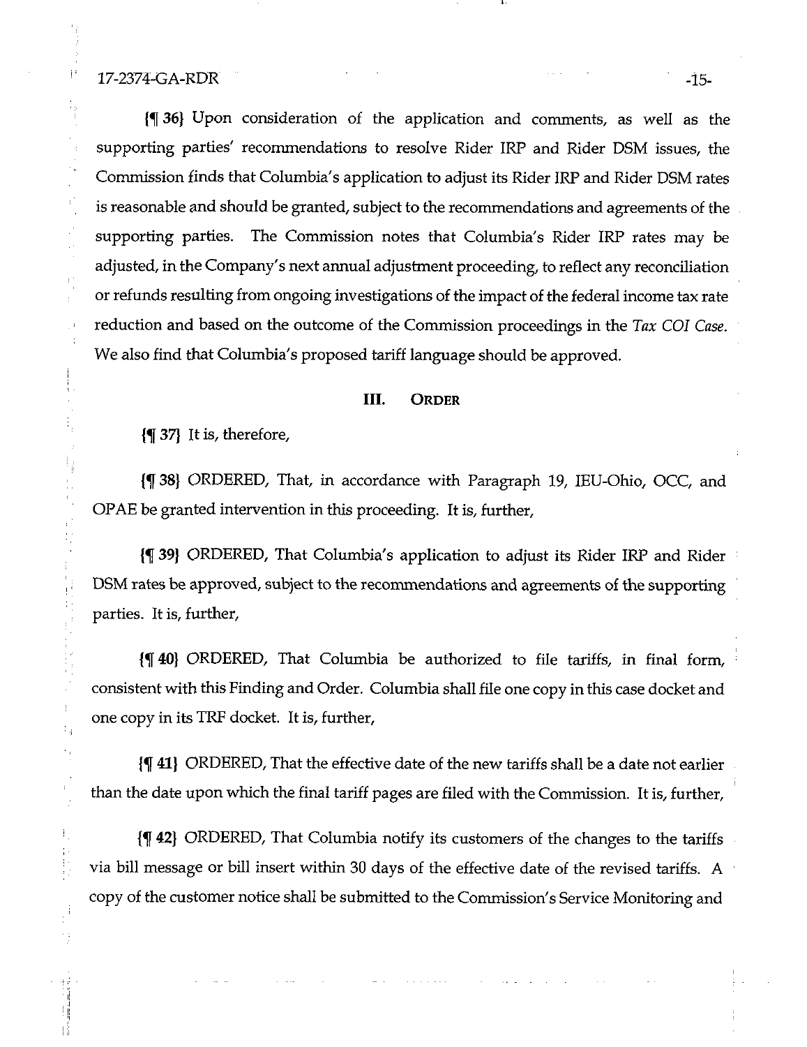{¶ 36} Upon consideration of the application and comments, as well as the supporting parties' recommendations to resolve Rider IRP and Rider DSM issues, the Commission finds that Columbia's application to adjust its Rider IRP and Rider DSM rates is reasonable and should be granted, subject to the recommendations and agreements of the supporting parties. The Commission notes that Columbia's Rider IRP rates may be adjusted, in the Company's next annual adjustment proceeding, to reflect any reconciliation or refunds resulting from ongoing investigations of the impact of the federal income tax rate reduction and based on the outcome of the Commission proceedings in the *Tax COI Case*. We also find that Columbia's proposed tariff language should be approved.

## III. ORDER

{¶ 37} It is, therefore,

{¶ 38} ORDERED, That, in accordance with Paragraph 19, IEU-Ohio, OCC, and OPAE be granted intervention in this proceeding. It is, further,

{¶ 39} ORDERED, That Columbia's application to adjust its Rider IRP and Rider DSM rates be approved, subject to the recommendations and agreements of the supporting parties. It is, further,

{¶ 40} ORDERED, That Columbia be authorized to file tariffs, in final form, consistent with this Finding and Order. Columbia shall file one copy in this case docket and one copy in its TRF docket. It is, further,

{¶ 41} ORDERED, That the effective date of the new tariffs shall be a date not earlier than the date upon which the final tariff pages are filed with the Commission. It is, further,

{¶ 42} ORDERED, That Columbia notify its customers of the changes to the tariffs via bill message or bill insert within 30 days of the effective date of the revised tariffs. A copy of the customer notice shall be submitted to the Commission's Service Monitoring and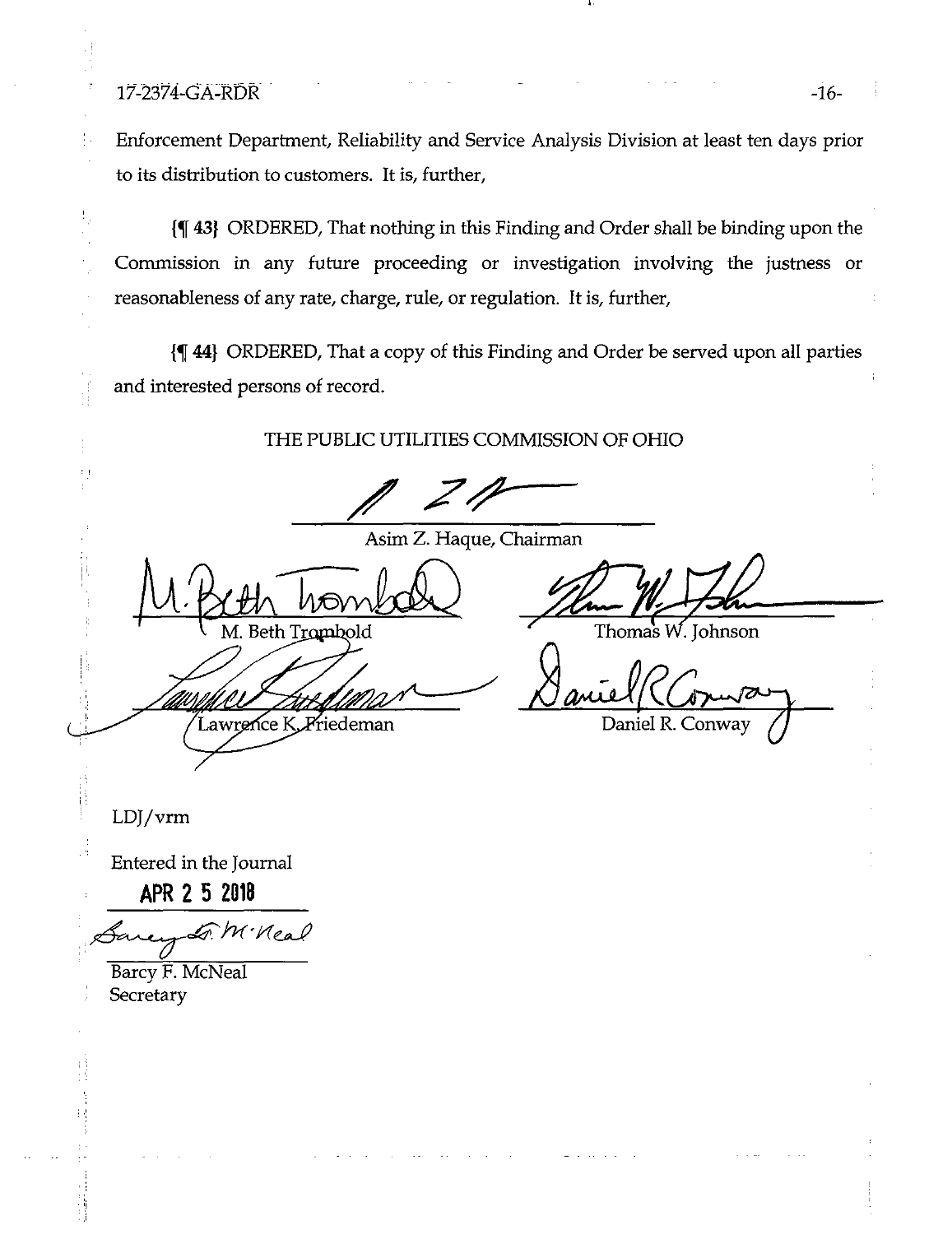Enforcement Department, Reliability and Service Analysis Division at least ten days prior to its distribution to customers. It is, further,

{¶ 43} ORDERED, That nothing in this Finding and Order shall be binding upon the Commission in any future proceeding or investigation involving the justness or reasonableness of any rate, charge, rule, or regulation. It is, further,

{¶ 44} ORDERED, That a copy of this Finding and Order be served upon all parties and interested persons of record.

THE PUBLIC UTILITIES COMMISSION OF OHIO

Asim Z. Haque, Chairman

M. Beth Trombold

Thomas W. Johnson

Lawrence K. Friedeman

Daniel R. Conway

LDJ/vrm

Entered in the Journal

APR 2 5 2018

Barcy F. McNeal
Secretary